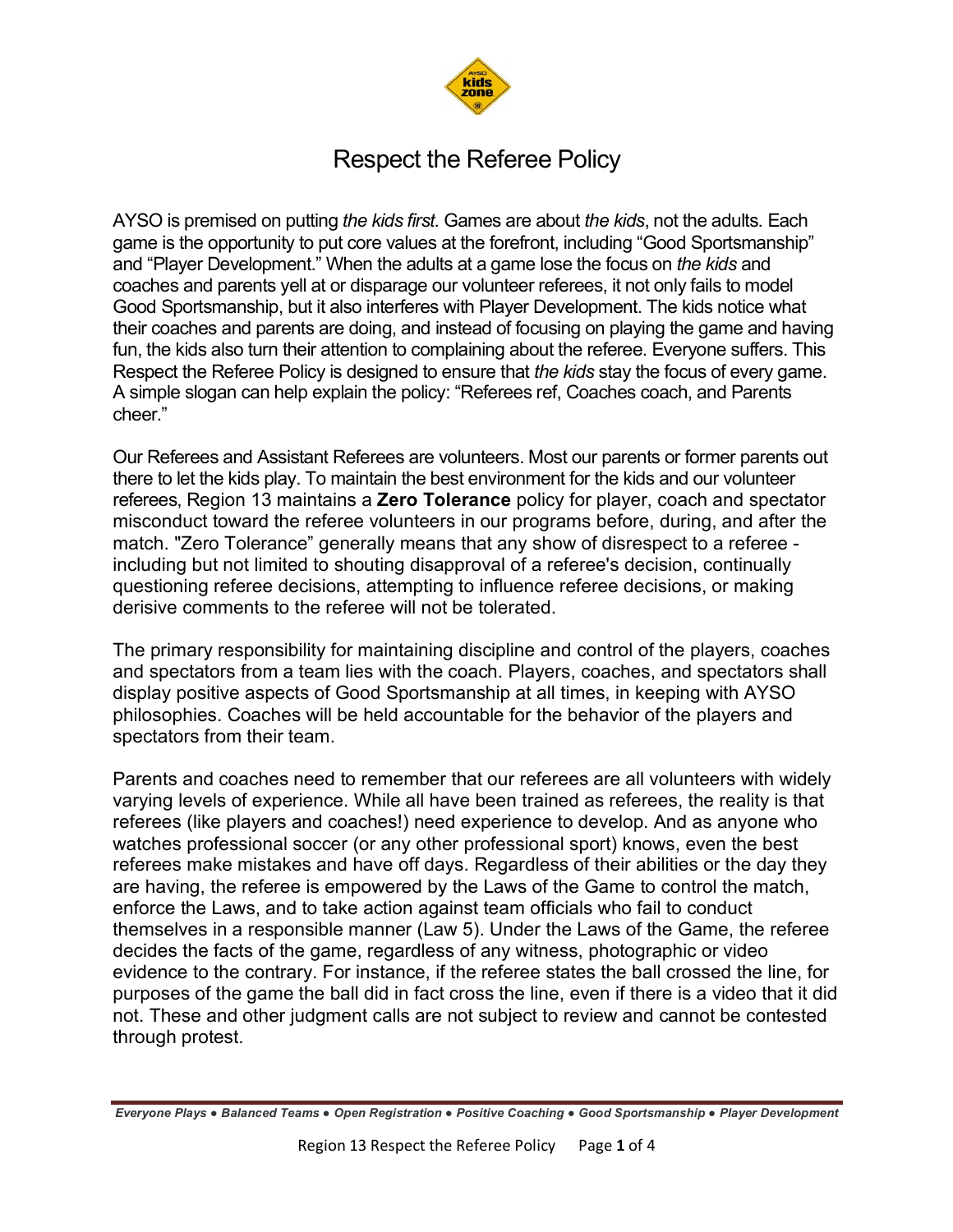# Respect the Referee Policy

AYSO is premised on putting *the kids first.* Games are about *the kids*, not the adults. Each game is the opportunity to put core values at the forefront, including "Good Sportsmanship" and "Player Development." When the adults at a game lose the focus on *the kids* and coaches and parents yell at or disparage our volunteer referees, it not only fails to model Good Sportsmanship, but it also interferes with Player Development. The kids notice what their coaches and parents are doing, and instead of focusing on playing the game and having fun, the kids also turn their attention to complaining about the referee. Everyone suffers. This Respect the Referee Policy is designed to ensure that *the kids* stay the focus of every game. A simple slogan can help explain the policy: "Referees ref, Coaches coach, and Parents cheer."

Our Referees and Assistant Referees are volunteers. Most our parents or former parents out there to let the kids play. To maintain the best environment for the kids and our volunteer referees, Region 13 maintains a **Zero Tolerance** policy for player, coach and spectator misconduct toward the referee volunteers in our programs before, during, and after the match. "Zero Tolerance" generally means that any show of disrespect to a referee - including but not limited to shouting disapproval of a referee's decision, continually questioning referee decisions, attempting to influence referee decisions, or making derisive comments to the referee will not be tolerated.

The primary responsibility for maintaining discipline and control of the players, coaches and spectators from a team lies with the coach. Players, coaches, and spectators shall display positive aspects of Good Sportsmanship at all times, in keeping with AYSO philosophies. Coaches will be held accountable for the behavior of the players and spectators from their team.

Parents and coaches need to remember that our referees are all volunteers with widely varying levels of experience. While all have been trained as referees, the reality is that referees (like players and coaches!) need experience to develop. And as anyone who watches professional soccer (or any other professional sport) knows, even the best referees make mistakes and have off days. Regardless of their abilities or the day they are having, the referee is empowered by the Laws of the Game to control the match, enforce the Laws, and to take action against team officials who fail to conduct themselves in a responsible manner (Law 5). Under the Laws of the Game, the referee decides the facts of the game, regardless of any witness, photographic or video evidence to the contrary. For instance, if the referee states the ball crossed the line, for purposes of the game the ball did in fact cross the line, even if there is a video that it did not. These and other judgment calls are not subject to review and cannot be contested through protest.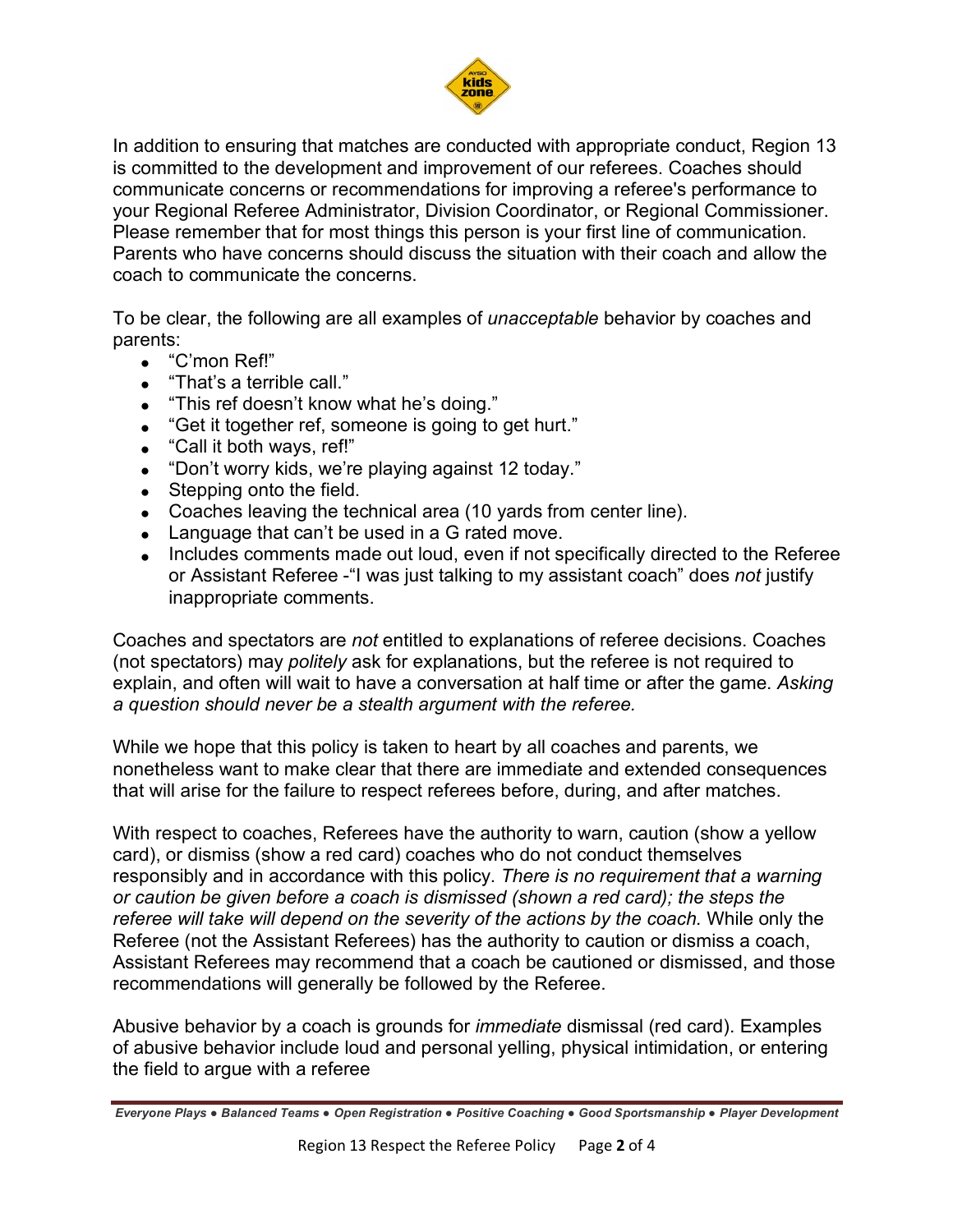In addition to ensuring that matches are conducted with appropriate conduct, Region 13 is committed to the development and improvement of our referees. Coaches should communicate concerns or recommendations for improving a referee's performance to your Regional Referee Administrator, Division Coordinator, or Regional Commissioner. Please remember that for most things this person is your first line of communication. Parents who have concerns should discuss the situation with their coach and allow the coach to communicate the concerns.

To be clear, the following are all examples of *unacceptable* behavior by coaches and parents:

- "C'mon Ref!"
- "That's a terrible call."
- "This ref doesn't know what he's doing."
- "Get it together ref, someone is going to get hurt."
- "Call it both ways, ref!"
- "Don't worry kids, we're playing against 12 today."
- Stepping onto the field.
- Coaches leaving the technical area (10 yards from center line).
- Language that can't be used in a G rated move.
- Includes comments made out loud, even if not specifically directed to the Referee or Assistant Referee -"I was just talking to my assistant coach" does *not* justify inappropriate comments.

Coaches and spectators are *not* entitled to explanations of referee decisions. Coaches (not spectators) may *politely* ask for explanations, but the referee is not required to explain, and often will wait to have a conversation at half time or after the game. *Asking a question should never be a stealth argument with the referee.*

While we hope that this policy is taken to heart by all coaches and parents, we nonetheless want to make clear that there are immediate and extended consequences that will arise for the failure to respect referees before, during, and after matches.

With respect to coaches, Referees have the authority to warn, caution (show a yellow card), or dismiss (show a red card) coaches who do not conduct themselves responsibly and in accordance with this policy. *There is no requirement that a warning or caution be given before a coach is dismissed (shown a red card); the steps the referee will take will depend on the severity of the actions by the coach.* While only the Referee (not the Assistant Referees) has the authority to caution or dismiss a coach, Assistant Referees may recommend that a coach be cautioned or dismissed, and those recommendations will generally be followed by the Referee.

Abusive behavior by a coach is grounds for *immediate* dismissal (red card). Examples of abusive behavior include loud and personal yelling, physical intimidation, or entering the field to argue with a referee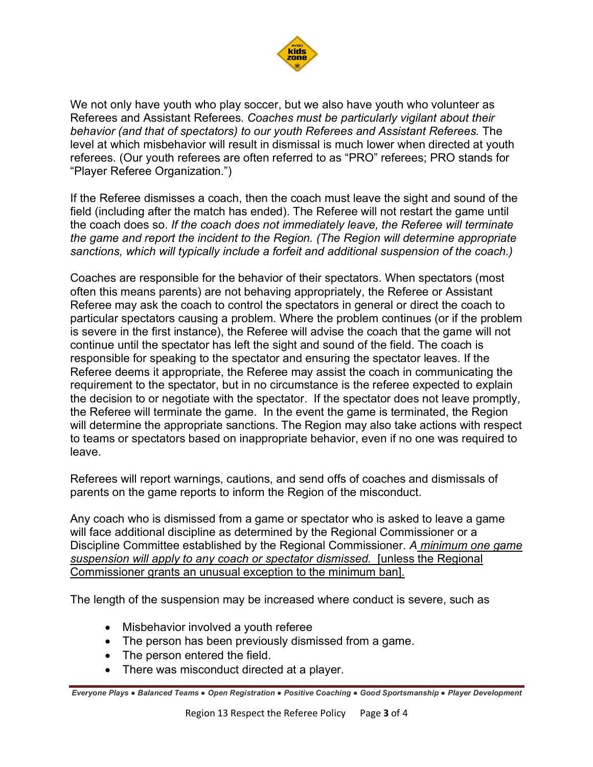We not only have youth who play soccer, but we also have youth who volunteer as Referees and Assistant Referees. *Coaches must be particularly vigilant about their behavior (and that of spectators) to our youth Referees and Assistant Referees.* The level at which misbehavior will result in dismissal is much lower when directed at youth referees. (Our youth referees are often referred to as "PRO" referees; PRO stands for "Player Referee Organization.")

If the Referee dismisses a coach, then the coach must leave the sight and sound of the field (including after the match has ended). The Referee will not restart the game until the coach does so. *If the coach does not immediately leave, the Referee will terminate the game and report the incident to the Region. (The Region will determine appropriate sanctions, which will typically include a forfeit and additional suspension of the coach.)*

Coaches are responsible for the behavior of their spectators. When spectators (most often this means parents) are not behaving appropriately, the Referee or Assistant Referee may ask the coach to control the spectators in general or direct the coach to particular spectators causing a problem. Where the problem continues (or if the problem is severe in the first instance), the Referee will advise the coach that the game will not continue until the spectator has left the sight and sound of the field. The coach is responsible for speaking to the spectator and ensuring the spectator leaves. If the Referee deems it appropriate, the Referee may assist the coach in communicating the requirement to the spectator, but in no circumstance is the referee expected to explain the decision to or negotiate with the spectator. If the spectator does not leave promptly, the Referee will terminate the game. In the event the game is terminated, the Region will determine the appropriate sanctions. The Region may also take actions with respect to teams or spectators based on inappropriate behavior, even if no one was required to leave.

Referees will report warnings, cautions, and send offs of coaches and dismissals of parents on the game reports to inform the Region of the misconduct.

Any coach who is dismissed from a game or spectator who is asked to leave a game will face additional discipline as determined by the Regional Commissioner or a Discipline Committee established by the Regional Commissioner. *<u>A minimum one game suspension will apply to any coach or spectator dismissed.</u>* <u>[unless the Regional Commissioner grants an unusual exception to the minimum ban].</u>

The length of the suspension may be increased where conduct is severe, such as

- Misbehavior involved a youth referee
- The person has been previously dismissed from a game.
- The person entered the field.
- There was misconduct directed at a player.

***Everyone Plays • Balanced Teams • Open Registration • Positive Coaching • Good Sportsmanship • Player Development***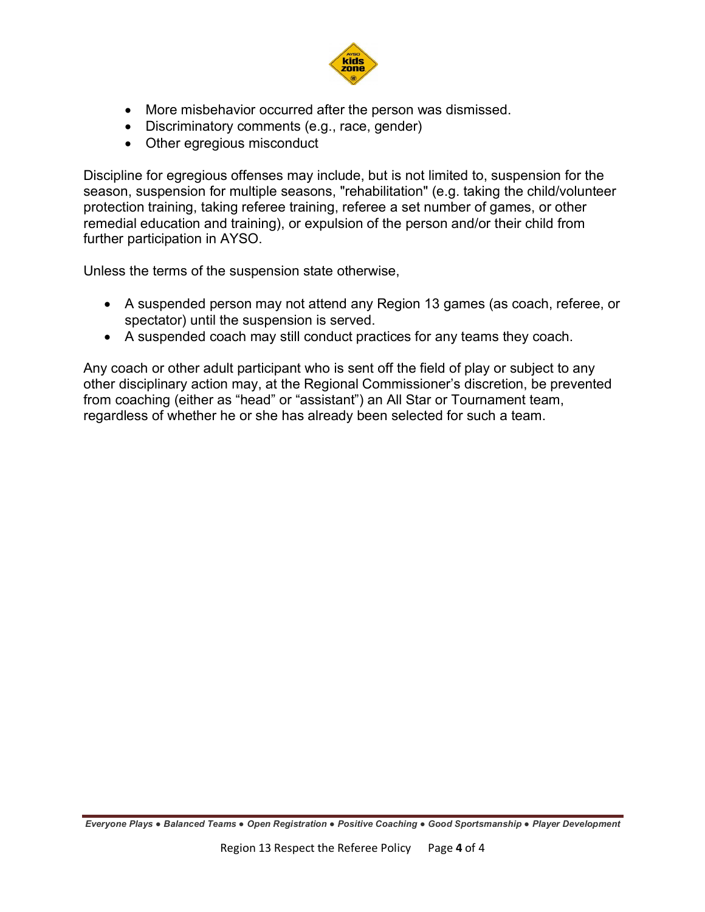- More misbehavior occurred after the person was dismissed.
- Discriminatory comments (e.g., race, gender)
- Other egregious misconduct

Discipline for egregious offenses may include, but is not limited to, suspension for the season, suspension for multiple seasons, "rehabilitation" (e.g. taking the child/volunteer protection training, taking referee training, referee a set number of games, or other remedial education and training), or expulsion of the person and/or their child from further participation in AYSO.

Unless the terms of the suspension state otherwise,

- A suspended person may not attend any Region 13 games (as coach, referee, or spectator) until the suspension is served.
- A suspended coach may still conduct practices for any teams they coach.

Any coach or other adult participant who is sent off the field of play or subject to any other disciplinary action may, at the Regional Commissioner's discretion, be prevented from coaching (either as "head" or "assistant") an All Star or Tournament team, regardless of whether he or she has already been selected for such a team.